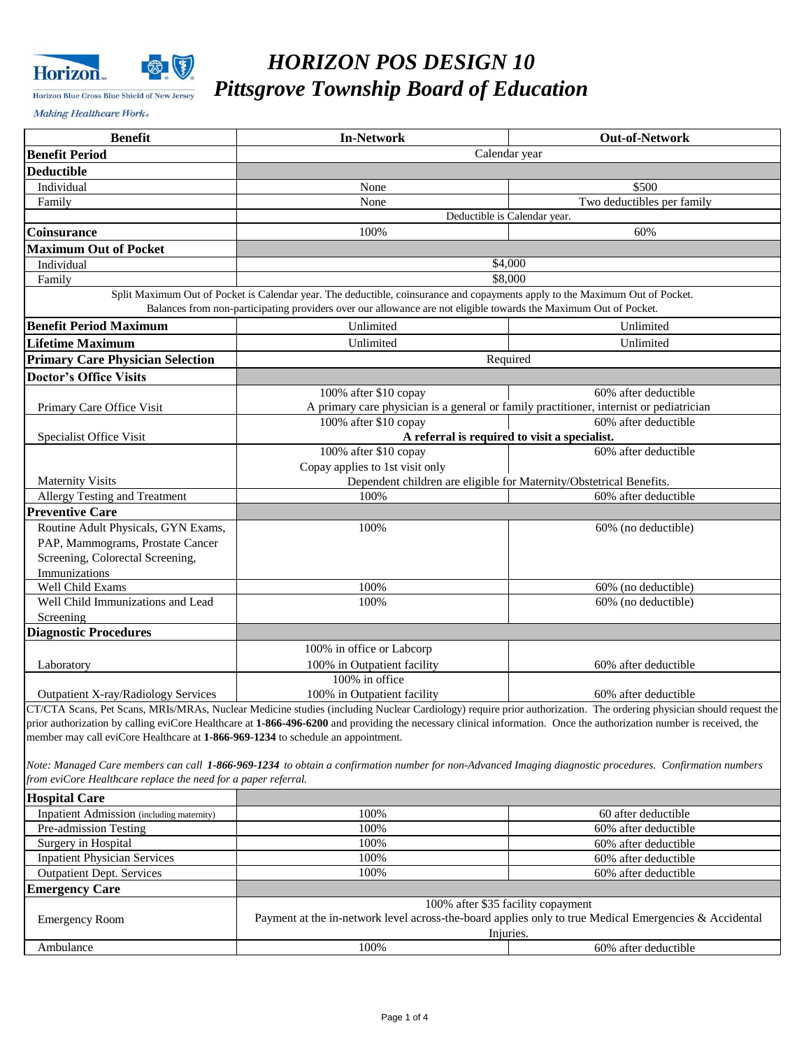# *HORIZON POS DESIGN 10*
# *Pittsgrove Township Board of Education*

Horizon Blue Cross Blue Shield of New Jersey

*Making Healthcare Work*

| Benefit | In-Network | Out-of-Network |
|---|---|---|
| **Benefit Period** | Calendar year | |
| **Deductible** | | |
| Individual | None | $500 |
| Family | None | Two deductibles per family |
| | Deductible is Calendar year. | |
| **Coinsurance** | 100% | 60% |
| **Maximum Out of Pocket** | | |
| Individual | $4,000 | |
| Family | $8,000 | |
| Split Maximum Out of Pocket is Calendar year. The deductible, coinsurance and copayments apply to the Maximum Out of Pocket. Balances from non-participating providers over our allowance are not eligible towards the Maximum Out of Pocket. | | |
| **Benefit Period Maximum** | Unlimited | Unlimited |
| **Lifetime Maximum** | Unlimited | Unlimited |
| **Primary Care Physician Selection** | Required | |
| **Doctor's Office Visits** | | |
| Primary Care Office Visit | 100% after $10 copay<br>A primary care physician is a general or family practitioner, internist or pediatrician | 60% after deductible |
| Specialist Office Visit | 100% after $10 copay<br>**A referral is required to visit a specialist.** | 60% after deductible |
| Maternity Visits | 100% after $10 copay<br>Copay applies to 1st visit only<br>Dependent children are eligible for Maternity/Obstetrical Benefits. | 60% after deductible |
| Allergy Testing and Treatment | 100% | 60% after deductible |
| **Preventive Care** | | |
| Routine Adult Physicals, GYN Exams, PAP, Mammograms, Prostate Cancer Screening, Colorectal Screening, Immunizations | 100% | 60% (no deductible) |
| Well Child Exams | 100% | 60% (no deductible) |
| Well Child Immunizations and Lead Screening | 100% | 60% (no deductible) |
| **Diagnostic Procedures** | | |
| Laboratory | 100% in office or Labcorp<br>100% in Outpatient facility | 60% after deductible |
| Outpatient X-ray/Radiology Services | 100% in office<br>100% in Outpatient facility | 60% after deductible |

CT/CTA Scans, Pet Scans, MRIs/MRAs, Nuclear Medicine studies (including Nuclear Cardiology) require prior authorization. The ordering physician should request the prior authorization by calling eviCore Healthcare at **1-866-496-6200** and providing the necessary clinical information. Once the authorization number is received, the member may call eviCore Healthcare at **1-866-969-1234** to schedule an appointment.

*Note: Managed Care members can call* ***1-866-969-1234*** *to obtain a confirmation number for non-Advanced Imaging diagnostic procedures. Confirmation numbers from eviCore Healthcare replace the need for a paper referral.*

| Benefit | In-Network | Out-of-Network |
|---|---|---|
| **Hospital Care** | | |
| Inpatient Admission (including maternity) | 100% | 60 after deductible |
| Pre-admission Testing | 100% | 60% after deductible |
| Surgery in Hospital | 100% | 60% after deductible |
| Inpatient Physician Services | 100% | 60% after deductible |
| Outpatient Dept. Services | 100% | 60% after deductible |
| **Emergency Care** | | |
| Emergency Room | 100% after $35 facility copayment<br>Payment at the in-network level across-the-board applies only to true Medical Emergencies & Accidental Injuries. | |
| Ambulance | 100% | 60% after deductible |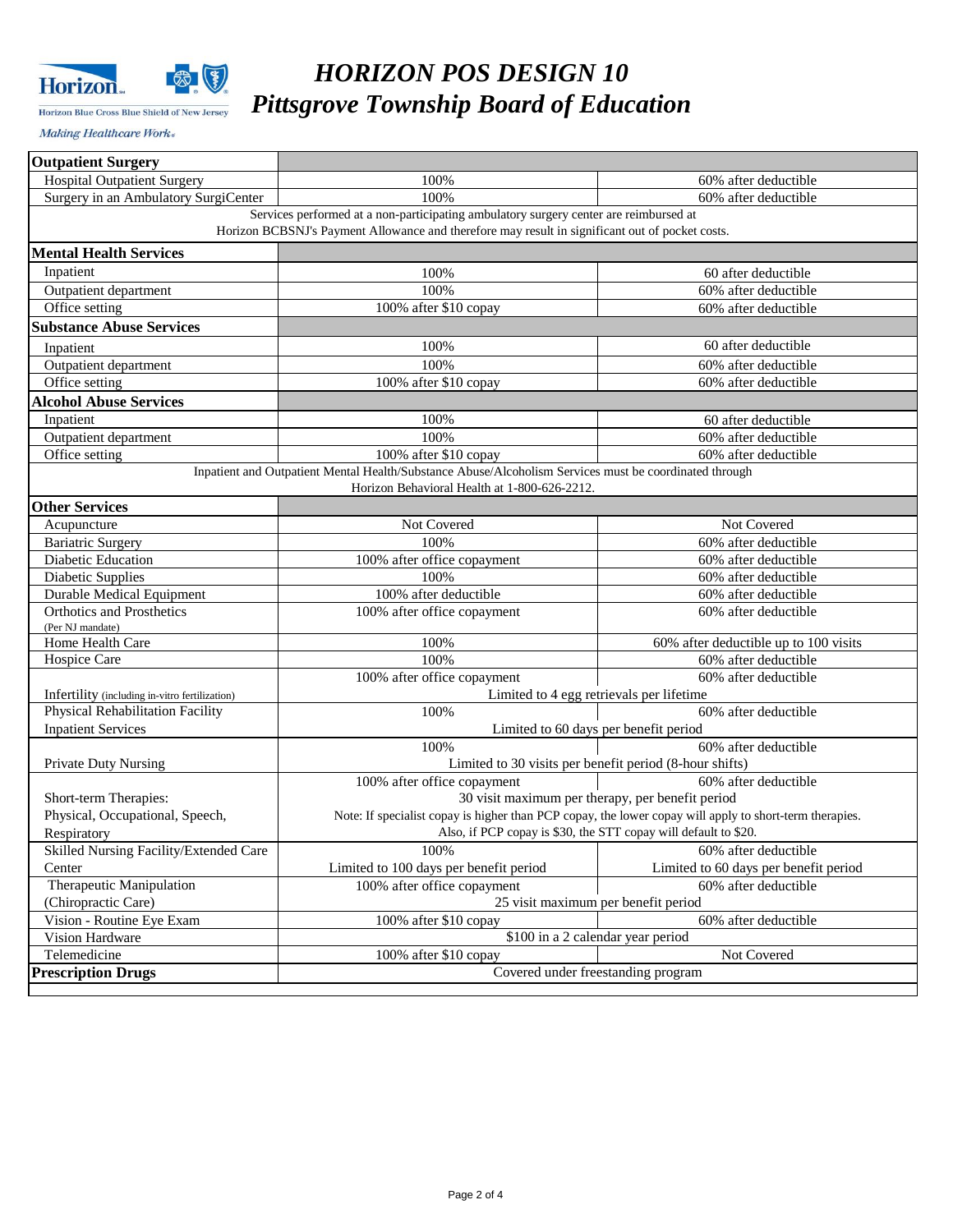# *HORIZON POS DESIGN 10*
# *Pittsgrove Township Board of Education*

| **Outpatient Surgery** | | |
|---|---|---|
| Hospital Outpatient Surgery | 100% | 60% after deductible |
| Surgery in an Ambulatory SurgiCenter | 100% | 60% after deductible |
| Services performed at a non-participating ambulatory surgery center are reimbursed at Horizon BCBSNJ's Payment Allowance and therefore may result in significant out of pocket costs. | | |
| **Mental Health Services** | | |
| Inpatient | 100% | 60 after deductible |
| Outpatient department | 100% | 60% after deductible |
| Office setting | 100% after $10 copay | 60% after deductible |
| **Substance Abuse Services** | | |
| Inpatient | 100% | 60 after deductible |
| Outpatient department | 100% | 60% after deductible |
| Office setting | 100% after $10 copay | 60% after deductible |
| **Alcohol Abuse Services** | | |
| Inpatient | 100% | 60 after deductible |
| Outpatient department | 100% | 60% after deductible |
| Office setting | 100% after $10 copay | 60% after deductible |
| Inpatient and Outpatient Mental Health/Substance Abuse/Alcoholism Services must be coordinated through Horizon Behavioral Health at 1-800-626-2212. | | |
| **Other Services** | | |
| Acupuncture | Not Covered | Not Covered |
| Bariatric Surgery | 100% | 60% after deductible |
| Diabetic Education | 100% after office copayment | 60% after deductible |
| Diabetic Supplies | 100% | 60% after deductible |
| Durable Medical Equipment | 100% after deductible | 60% after deductible |
| Orthotics and Prosthetics (Per NJ mandate) | 100% after office copayment | 60% after deductible |
| Home Health Care | 100% | 60% after deductible up to 100 visits |
| Hospice Care | 100% | 60% after deductible |
| Infertility (including in-vitro fertilization) | 100% after office copayment | 60% after deductible |
| | Limited to 4 egg retrievals per lifetime | |
| Physical Rehabilitation Facility Inpatient Services | 100% | 60% after deductible |
| | Limited to 60 days per benefit period | |
| Private Duty Nursing | 100% | 60% after deductible |
| | Limited to 30 visits per benefit period (8-hour shifts) | |
| Short-term Therapies: Physical, Occupational, Speech, Respiratory | 100% after office copayment | 60% after deductible |
| | 30 visit maximum per therapy, per benefit period | |
| | Note: If specialist copay is higher than PCP copay, the lower copay will apply to short-term therapies. Also, if PCP copay is $30, the STT copay will default to $20. | |
| Skilled Nursing Facility/Extended Care Center | 100% Limited to 100 days per benefit period | 60% after deductible Limited to 60 days per benefit period |
| Therapeutic Manipulation (Chiropractic Care) | 100% after office copayment | 60% after deductible |
| | 25 visit maximum per benefit period | |
| Vision - Routine Eye Exam | 100% after $10 copay | 60% after deductible |
| Vision Hardware | $100 in a 2 calendar year period | |
| Telemedicine | 100% after $10 copay | Not Covered |
| **Prescription Drugs** | Covered under freestanding program | |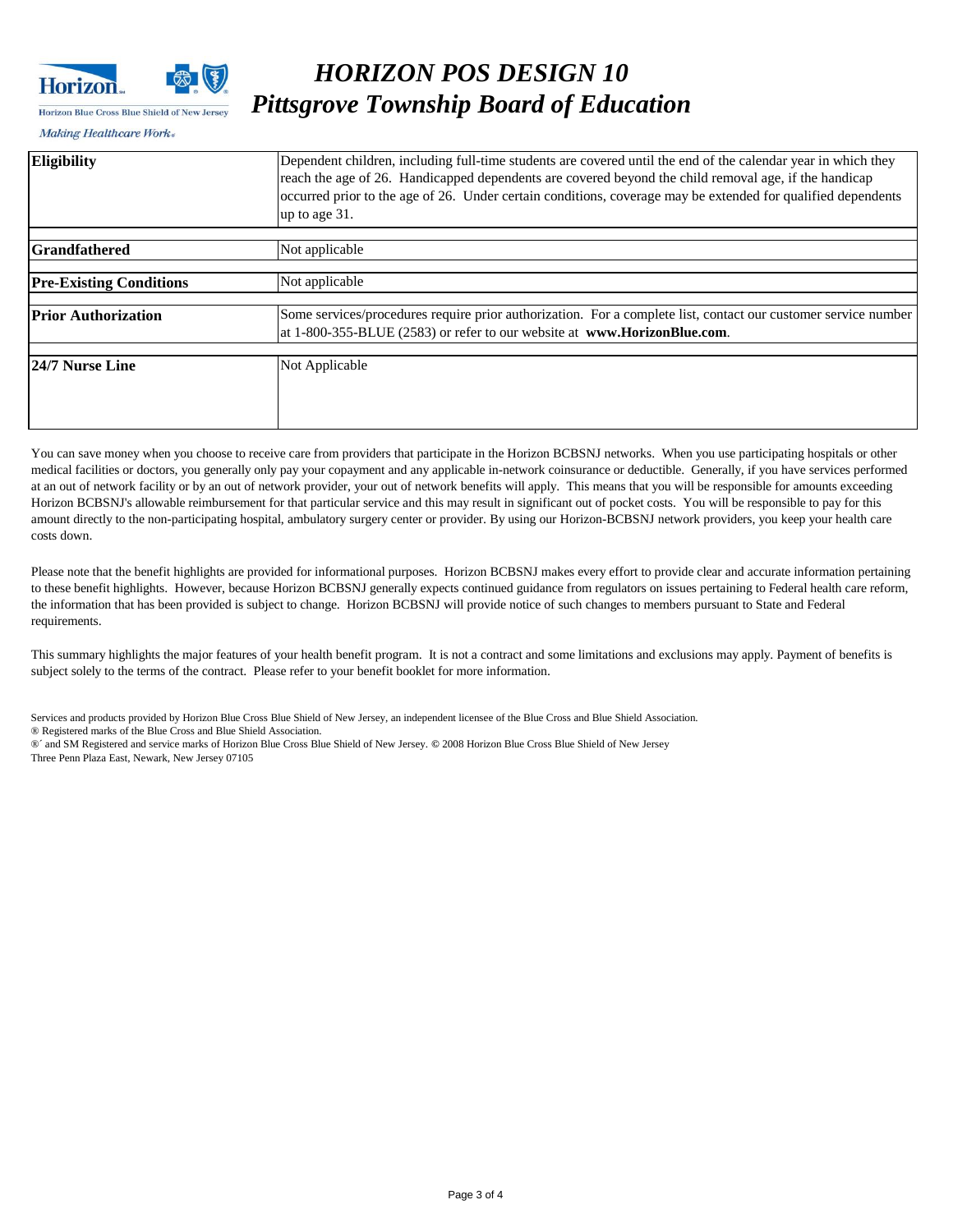# *HORIZON POS DESIGN 10*
# *Pittsgrove Township Board of Education*

Horizon Blue Cross Blue Shield of New Jersey

*Making Healthcare Work.*

| | |
|---|---|
| **Eligibility** | Dependent children, including full-time students are covered until the end of the calendar year in which they reach the age of 26. Handicapped dependents are covered beyond the child removal age, if the handicap occurred prior to the age of 26. Under certain conditions, coverage may be extended for qualified dependents up to age 31. |
| **Grandfathered** | Not applicable |
| **Pre-Existing Conditions** | Not applicable |
| **Prior Authorization** | Some services/procedures require prior authorization. For a complete list, contact our customer service number at 1-800-355-BLUE (2583) or refer to our website at **www.HorizonBlue.com**. |
| **24/7 Nurse Line** | Not Applicable |

You can save money when you choose to receive care from providers that participate in the Horizon BCBSNJ networks. When you use participating hospitals or other medical facilities or doctors, you generally only pay your copayment and any applicable in-network coinsurance or deductible. Generally, if you have services performed at an out of network facility or by an out of network provider, your out of network benefits will apply. This means that you will be responsible for amounts exceeding Horizon BCBSNJ's allowable reimbursement for that particular service and this may result in significant out of pocket costs. You will be responsible to pay for this amount directly to the non-participating hospital, ambulatory surgery center or provider. By using our Horizon-BCBSNJ network providers, you keep your health care costs down.

Please note that the benefit highlights are provided for informational purposes. Horizon BCBSNJ makes every effort to provide clear and accurate information pertaining to these benefit highlights. However, because Horizon BCBSNJ generally expects continued guidance from regulators on issues pertaining to Federal health care reform, the information that has been provided is subject to change. Horizon BCBSNJ will provide notice of such changes to members pursuant to State and Federal requirements.

This summary highlights the major features of your health benefit program. It is not a contract and some limitations and exclusions may apply. Payment of benefits is subject solely to the terms of the contract. Please refer to your benefit booklet for more information.

Services and products provided by Horizon Blue Cross Blue Shield of New Jersey, an independent licensee of the Blue Cross and Blue Shield Association.
® Registered marks of the Blue Cross and Blue Shield Association.
®´ and SM Registered and service marks of Horizon Blue Cross Blue Shield of New Jersey. © 2008 Horizon Blue Cross Blue Shield of New Jersey
Three Penn Plaza East, Newark, New Jersey 07105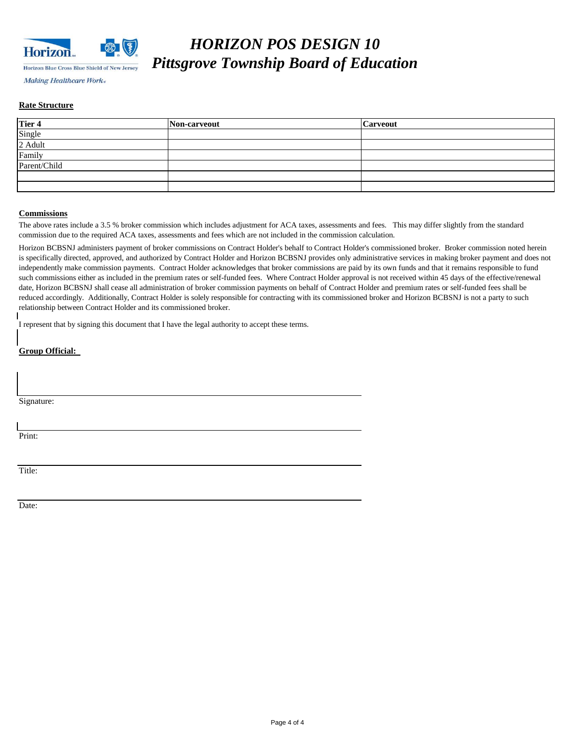# *HORIZON POS DESIGN 10*
# *Pittsgrove Township Board of Education*

Horizon Blue Cross Blue Shield of New Jersey

*Making Healthcare Work.*

**Rate Structure**

| Tier 4 | Non-carveout | Carveout |
|---|---|---|
| Single | | |
| 2 Adult | | |
| Family | | |
| Parent/Child | | |
| | | |
| | | |

**Commissions**

The above rates include a 3.5 % broker commission which includes adjustment for ACA taxes, assessments and fees. This may differ slightly from the standard commission due to the required ACA taxes, assessments and fees which are not included in the commission calculation.

Horizon BCBSNJ administers payment of broker commissions on Contract Holder's behalf to Contract Holder's commissioned broker. Broker commission noted herein is specifically directed, approved, and authorized by Contract Holder and Horizon BCBSNJ provides only administrative services in making broker payment and does not independently make commission payments. Contract Holder acknowledges that broker commissions are paid by its own funds and that it remains responsible to fund such commissions either as included in the premium rates or self-funded fees. Where Contract Holder approval is not received within 45 days of the effective/renewal date, Horizon BCBSNJ shall cease all administration of broker commission payments on behalf of Contract Holder and premium rates or self-funded fees shall be reduced accordingly. Additionally, Contract Holder is solely responsible for contracting with its commissioned broker and Horizon BCBSNJ is not a party to such relationship between Contract Holder and its commissioned broker.

I represent that by signing this document that I have the legal authority to accept these terms.

**Group Official:**

Signature: ______________________________

Print: ______________________________

Title: ______________________________

Date: ______________________________